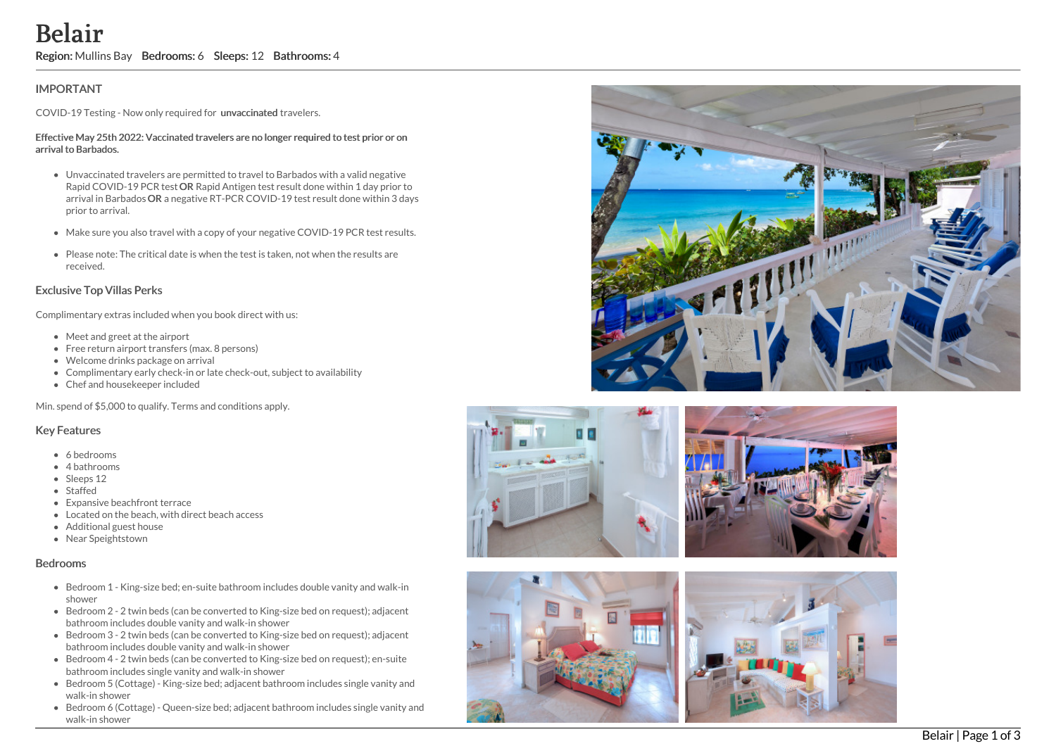# Belair

**Region:** Mullins Bay **Bedrooms:** 6 **Sleeps:** 12 **Bathrooms:** 4

## IMPORTANT

COVID-19 Testing - Now only required for **unvaccinated** travelers.

**Effective May 25th 2022: Vaccinated travelers are no longer required to test prior or on arrival to Barbados.**

- Unvaccinated travelers are permitted to travel to Barbados with a valid negative Rapid COVID-19 PCR test **OR** Rapid Antigen test result done within 1 day prior to arrival in Barbados **OR** a negative RT-PCR COVID-19 test result done within 3 days prior to arrival.
- Make sure you also travel with a copy of your negative COVID-19 PCR test results.
- Please note: The critical date is when the test is taken, not when the results are received.

## Exclusive Top Villas Perks

Complimentary extras included when you book direct with us:

- Meet and greet at the airport
- Free return airport transfers (max. 8 persons)
- Welcome drinks package on arrival
- Complimentary early check-in or late check-out, subject to availability
- Chef and housekeeper included

Min. spend of $5,000 to qualify. Terms and conditions apply.

## Key Features

- 6 bedrooms
- 4 bathrooms
- Sleeps 12
- Staffed
- Expansive beachfront terrace
- Located on the beach, with direct beach access
- Additional guest house
- Near Speightstown

## Bedrooms

- Bedroom 1 - King-size bed; en-suite bathroom includes double vanity and walk-in shower
- Bedroom 2 - 2 twin beds (can be converted to King-size bed on request); adjacent bathroom includes double vanity and walk-in shower
- Bedroom 3 - 2 twin beds (can be converted to King-size bed on request); adjacent bathroom includes double vanity and walk-in shower
- Bedroom 4 - 2 twin beds (can be converted to King-size bed on request); en-suite bathroom includes single vanity and walk-in shower
- Bedroom 5 (Cottage) - King-size bed; adjacent bathroom includes single vanity and walk-in shower
- Bedroom 6 (Cottage) - Queen-size bed; adjacent bathroom includes single vanity and walk-in shower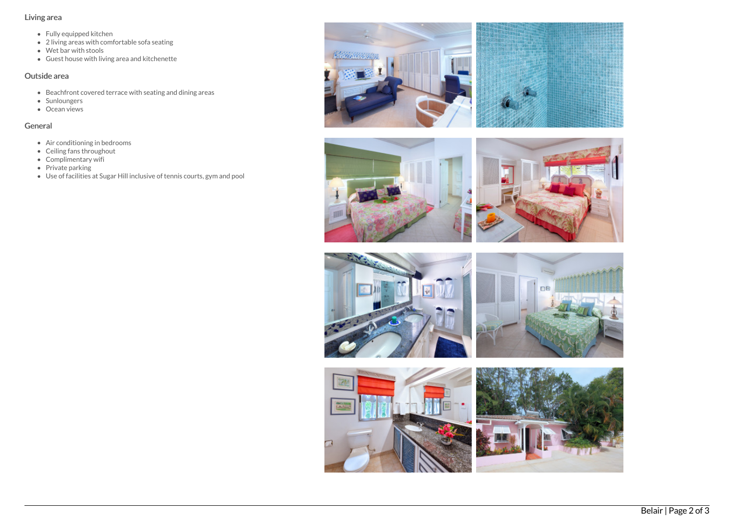### Living area

- Fully equipped kitchen
- 2 living areas with comfortable sofa seating
- Wet bar with stools
- Guest house with living area and kitchenette

### Outside area

- Beachfront covered terrace with seating and dining areas
- Sunloungers
- Ocean views

### General

- Air conditioning in bedrooms
- Ceiling fans throughout
- Complimentary wifi
- Private parking
- Use of facilities at Sugar Hill inclusive of tennis courts, gym and pool